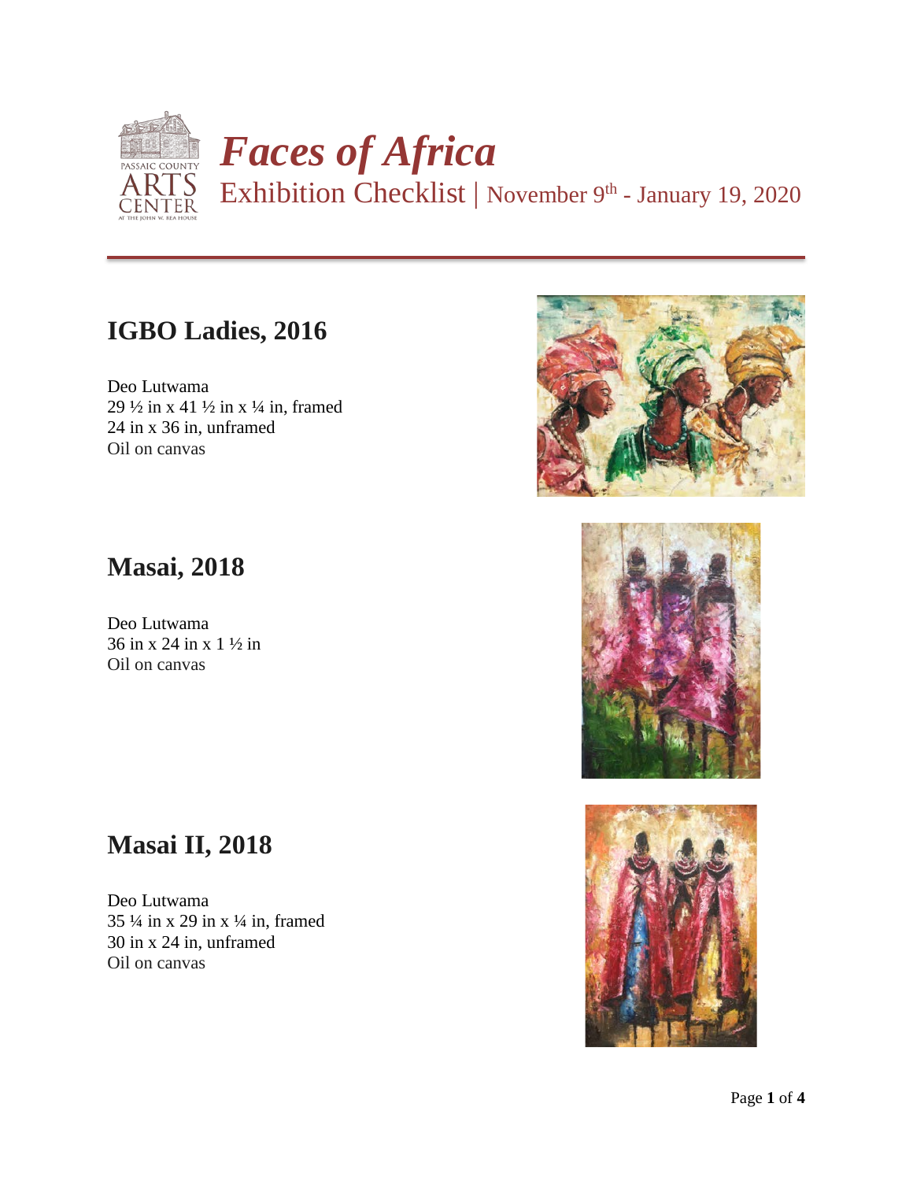# *Faces of Africa*

Exhibition Checklist | November 9th - January 19, 2020

## IGBO Ladies, 2016

Deo Lutwama
29 ½ in x 41 ½ in x ¼ in, framed
24 in x 36 in, unframed
Oil on canvas

## Masai, 2018

Deo Lutwama
36 in x 24 in x 1 ½ in
Oil on canvas

## Masai II, 2018

Deo Lutwama
35 ¼ in x 29 in x ¼ in, framed
30 in x 24 in, unframed
Oil on canvas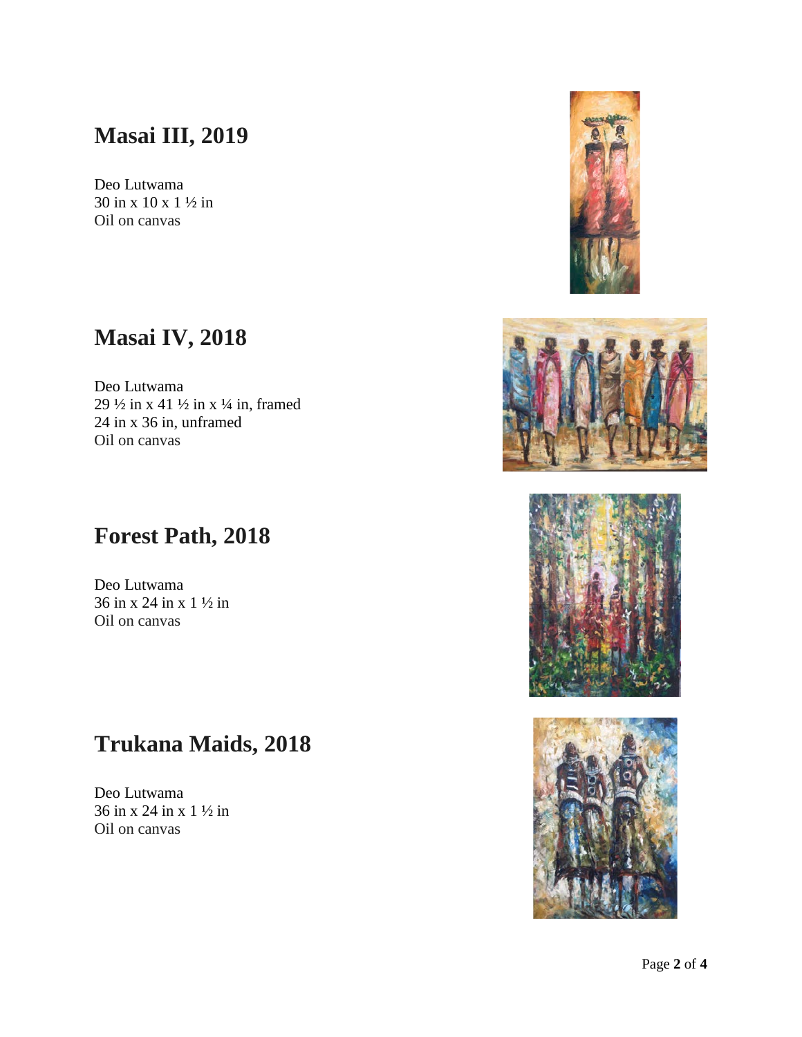## Masai III, 2019

Deo Lutwama
30 in x 10 x 1 ½ in
Oil on canvas

## Masai IV, 2018

Deo Lutwama
29 ½ in x 41 ½ in x ¼ in, framed
24 in x 36 in, unframed
Oil on canvas

## Forest Path, 2018

Deo Lutwama
36 in x 24 in x 1 ½ in
Oil on canvas

## Trukana Maids, 2018

Deo Lutwama
36 in x 24 in x 1 ½ in
Oil on canvas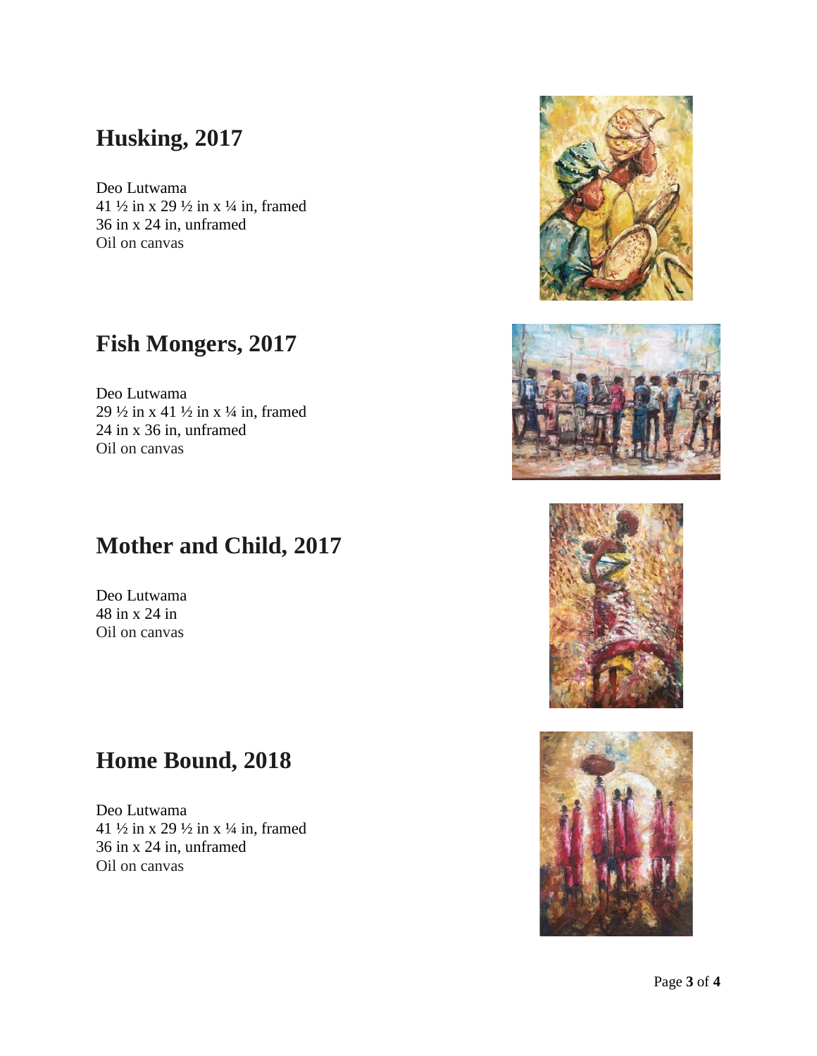## Husking, 2017

Deo Lutwama
41 ½ in x 29 ½ in x ¼ in, framed
36 in x 24 in, unframed
Oil on canvas

## Fish Mongers, 2017

Deo Lutwama
29 ½ in x 41 ½ in x ¼ in, framed
24 in x 36 in, unframed
Oil on canvas

## Mother and Child, 2017

Deo Lutwama
48 in x 24 in
Oil on canvas

## Home Bound, 2018

Deo Lutwama
41 ½ in x 29 ½ in x ¼ in, framed
36 in x 24 in, unframed
Oil on canvas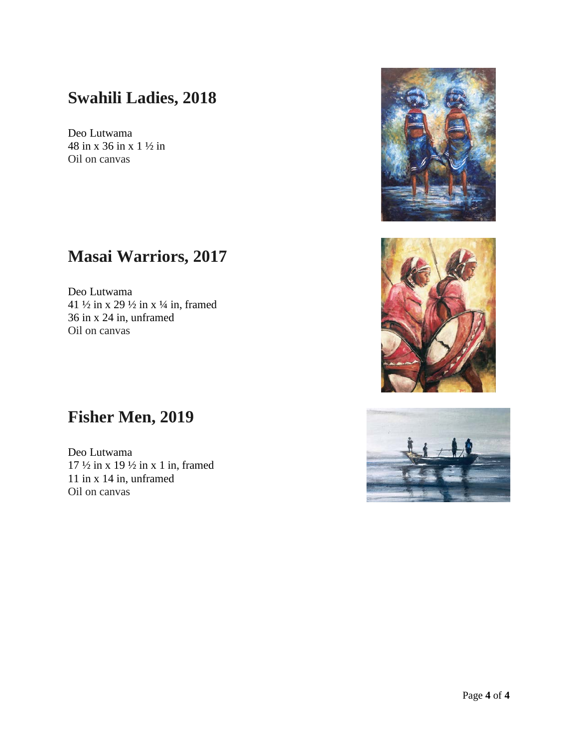## Swahili Ladies, 2018

Deo Lutwama
48 in x 36 in x 1 ½ in
Oil on canvas

## Masai Warriors, 2017

Deo Lutwama
41 ½ in x 29 ½ in x ¼ in, framed
36 in x 24 in, unframed
Oil on canvas

## Fisher Men, 2019

Deo Lutwama
17 ½ in x 19 ½ in x 1 in, framed
11 in x 14 in, unframed
Oil on canvas